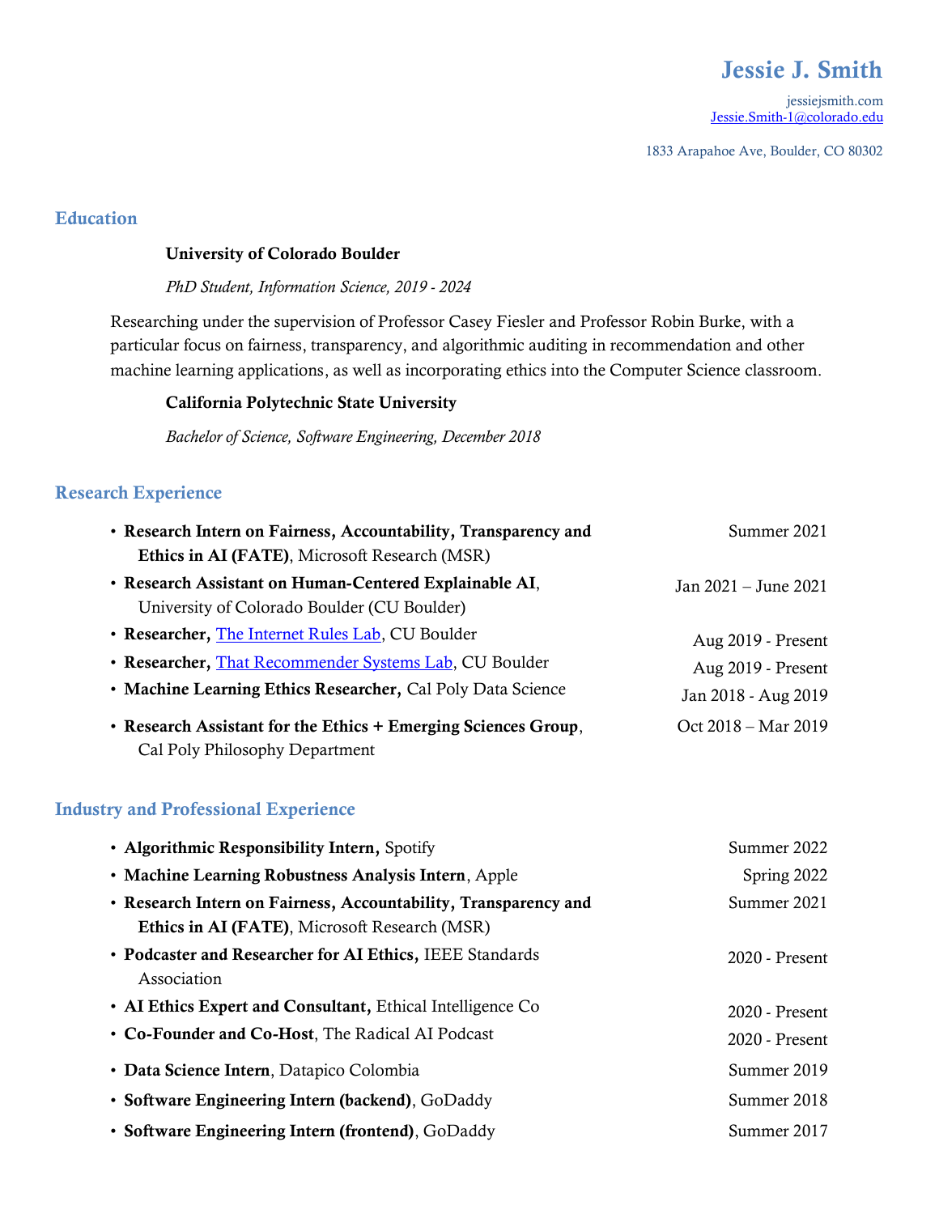# Jessie J. Smith

jessiejsmith.com
Jessie.Smith-1@colorado.edu

1833 Arapahoe Ave, Boulder, CO 80302

## Education

**University of Colorado Boulder**

*PhD Student, Information Science, 2019 - 2024*

Researching under the supervision of Professor Casey Fiesler and Professor Robin Burke, with a particular focus on fairness, transparency, and algorithmic auditing in recommendation and other machine learning applications, as well as incorporating ethics into the Computer Science classroom.

**California Polytechnic State University**

*Bachelor of Science, Software Engineering, December 2018*

## Research Experience

- **Research Intern on Fairness, Accountability, Transparency and Ethics in AI (FATE)**, Microsoft Research (MSR) — Summer 2021
- **Research Assistant on Human-Centered Explainable AI**, University of Colorado Boulder (CU Boulder) — Jan 2021 – June 2021
- **Researcher,** The Internet Rules Lab, CU Boulder — Aug 2019 - Present
- **Researcher,** That Recommender Systems Lab, CU Boulder — Aug 2019 - Present
- **Machine Learning Ethics Researcher,** Cal Poly Data Science — Jan 2018 - Aug 2019
- **Research Assistant for the Ethics + Emerging Sciences Group**, Cal Poly Philosophy Department — Oct 2018 – Mar 2019

## Industry and Professional Experience

- **Algorithmic Responsibility Intern,** Spotify — Summer 2022
- **Machine Learning Robustness Analysis Intern**, Apple — Spring 2022
- **Research Intern on Fairness, Accountability, Transparency and Ethics in AI (FATE)**, Microsoft Research (MSR) — Summer 2021
- **Podcaster and Researcher for AI Ethics,** IEEE Standards Association — 2020 - Present
- **AI Ethics Expert and Consultant,** Ethical Intelligence Co — 2020 - Present
- **Co-Founder and Co-Host**, The Radical AI Podcast — 2020 - Present
- **Data Science Intern**, Datapico Colombia — Summer 2019
- **Software Engineering Intern (backend)**, GoDaddy — Summer 2018
- **Software Engineering Intern (frontend)**, GoDaddy — Summer 2017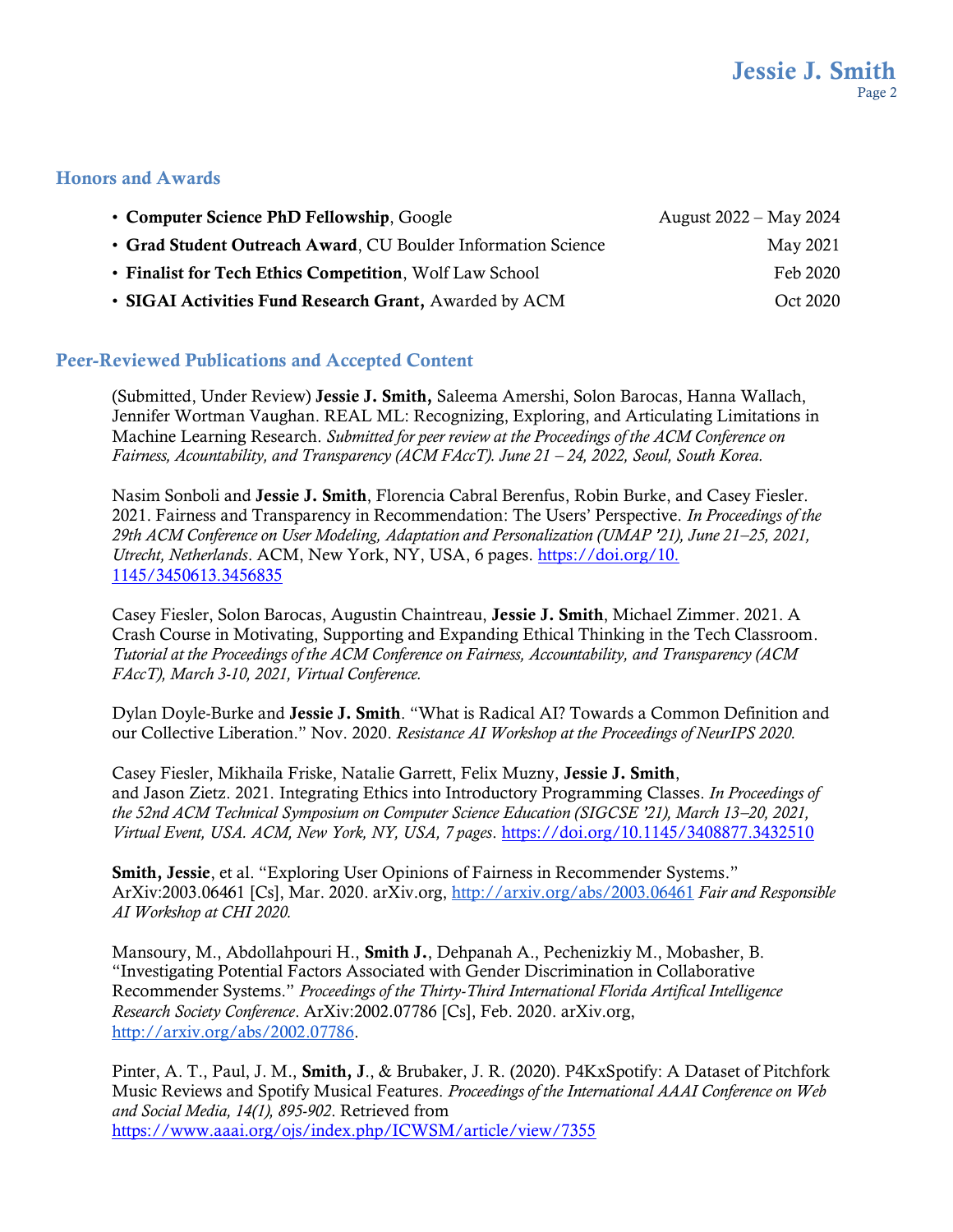## Honors and Awards

- **Computer Science PhD Fellowship**, Google — August 2022 – May 2024
- **Grad Student Outreach Award**, CU Boulder Information Science — May 2021
- **Finalist for Tech Ethics Competition**, Wolf Law School — Feb 2020
- **SIGAI Activities Fund Research Grant,** Awarded by ACM — Oct 2020

## Peer-Reviewed Publications and Accepted Content

(Submitted, Under Review) **Jessie J. Smith,** Saleema Amershi, Solon Barocas, Hanna Wallach, Jennifer Wortman Vaughan. REAL ML: Recognizing, Exploring, and Articulating Limitations in Machine Learning Research. *Submitted for peer review at the Proceedings of the ACM Conference on Fairness, Acountability, and Transparency (ACM FAccT). June 21 – 24, 2022, Seoul, South Korea.*

Nasim Sonboli and **Jessie J. Smith**, Florencia Cabral Berenfus, Robin Burke, and Casey Fiesler. 2021. Fairness and Transparency in Recommendation: The Users' Perspective. *In Proceedings of the 29th ACM Conference on User Modeling, Adaptation and Personalization (UMAP '21), June 21–25, 2021, Utrecht, Netherlands*. ACM, New York, NY, USA, 6 pages. https://doi.org/10.1145/3450613.3456835

Casey Fiesler, Solon Barocas, Augustin Chaintreau, **Jessie J. Smith**, Michael Zimmer. 2021. A Crash Course in Motivating, Supporting and Expanding Ethical Thinking in the Tech Classroom. *Tutorial at the Proceedings of the ACM Conference on Fairness, Accountability, and Transparency (ACM FAccT), March 3-10, 2021, Virtual Conference.*

Dylan Doyle-Burke and **Jessie J. Smith**. "What is Radical AI? Towards a Common Definition and our Collective Liberation." Nov. 2020. *Resistance AI Workshop at the Proceedings of NeurIPS 2020.*

Casey Fiesler, Mikhaila Friske, Natalie Garrett, Felix Muzny, **Jessie J. Smith**, and Jason Zietz. 2021. Integrating Ethics into Introductory Programming Classes. *In Proceedings of the 52nd ACM Technical Symposium on Computer Science Education (SIGCSE '21), March 13–20, 2021, Virtual Event, USA. ACM, New York, NY, USA, 7 pages*. https://doi.org/10.1145/3408877.3432510

**Smith, Jessie**, et al. "Exploring User Opinions of Fairness in Recommender Systems." ArXiv:2003.06461 [Cs], Mar. 2020. arXiv.org, http://arxiv.org/abs/2003.06461 *Fair and Responsible AI Workshop at CHI 2020.*

Mansoury, M., Abdollahpouri H., **Smith J.**, Dehpanah A., Pechenizkiy M., Mobasher, B. "Investigating Potential Factors Associated with Gender Discrimination in Collaborative Recommender Systems." *Proceedings of the Thirty-Third International Florida Artifical Intelligence Research Society Conference*. ArXiv:2002.07786 [Cs], Feb. 2020. arXiv.org, http://arxiv.org/abs/2002.07786.

Pinter, A. T., Paul, J. M., **Smith, J**., & Brubaker, J. R. (2020). P4KxSpotify: A Dataset of Pitchfork Music Reviews and Spotify Musical Features. *Proceedings of the International AAAI Conference on Web and Social Media, 14(1), 895-902*. Retrieved from https://www.aaai.org/ojs/index.php/ICWSM/article/view/7355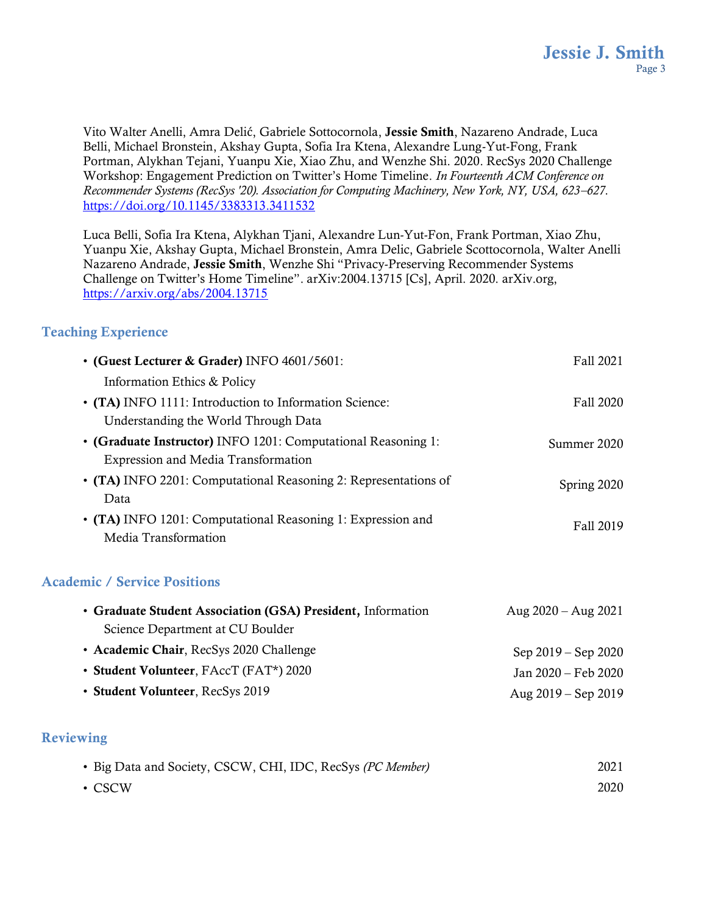Vito Walter Anelli, Amra Delić, Gabriele Sottocornola, **Jessie Smith**, Nazareno Andrade, Luca Belli, Michael Bronstein, Akshay Gupta, Sofia Ira Ktena, Alexandre Lung-Yut-Fong, Frank Portman, Alykhan Tejani, Yuanpu Xie, Xiao Zhu, and Wenzhe Shi. 2020. RecSys 2020 Challenge Workshop: Engagement Prediction on Twitter's Home Timeline. *In Fourteenth ACM Conference on Recommender Systems (RecSys '20). Association for Computing Machinery, New York, NY, USA, 623–627.* https://doi.org/10.1145/3383313.3411532

Luca Belli, Sofia Ira Ktena, Alykhan Tjani, Alexandre Lun-Yut-Fon, Frank Portman, Xiao Zhu, Yuanpu Xie, Akshay Gupta, Michael Bronstein, Amra Delic, Gabriele Scottocornola, Walter Anelli Nazareno Andrade, **Jessie Smith**, Wenzhe Shi "Privacy-Preserving Recommender Systems Challenge on Twitter's Home Timeline". arXiv:2004.13715 [Cs], April. 2020. arXiv.org, https://arxiv.org/abs/2004.13715

## Teaching Experience

- **(Guest Lecturer & Grader)** INFO 4601/5601: Information Ethics & Policy — Fall 2021
- **(TA)** INFO 1111: Introduction to Information Science: Understanding the World Through Data — Fall 2020
- **(Graduate Instructor)** INFO 1201: Computational Reasoning 1: Expression and Media Transformation — Summer 2020
- **(TA)** INFO 2201: Computational Reasoning 2: Representations of Data — Spring 2020
- **(TA)** INFO 1201: Computational Reasoning 1: Expression and Media Transformation — Fall 2019

## Academic / Service Positions

- **Graduate Student Association (GSA) President,** Information Science Department at CU Boulder — Aug 2020 – Aug 2021
- **Academic Chair**, RecSys 2020 Challenge — Sep 2019 – Sep 2020
- **Student Volunteer**, FAccT (FAT*) 2020 — Jan 2020 – Feb 2020
- **Student Volunteer**, RecSys 2019 — Aug 2019 – Sep 2019

## Reviewing

- Big Data and Society, CSCW, CHI, IDC, RecSys *(PC Member)* — 2021
- CSCW — 2020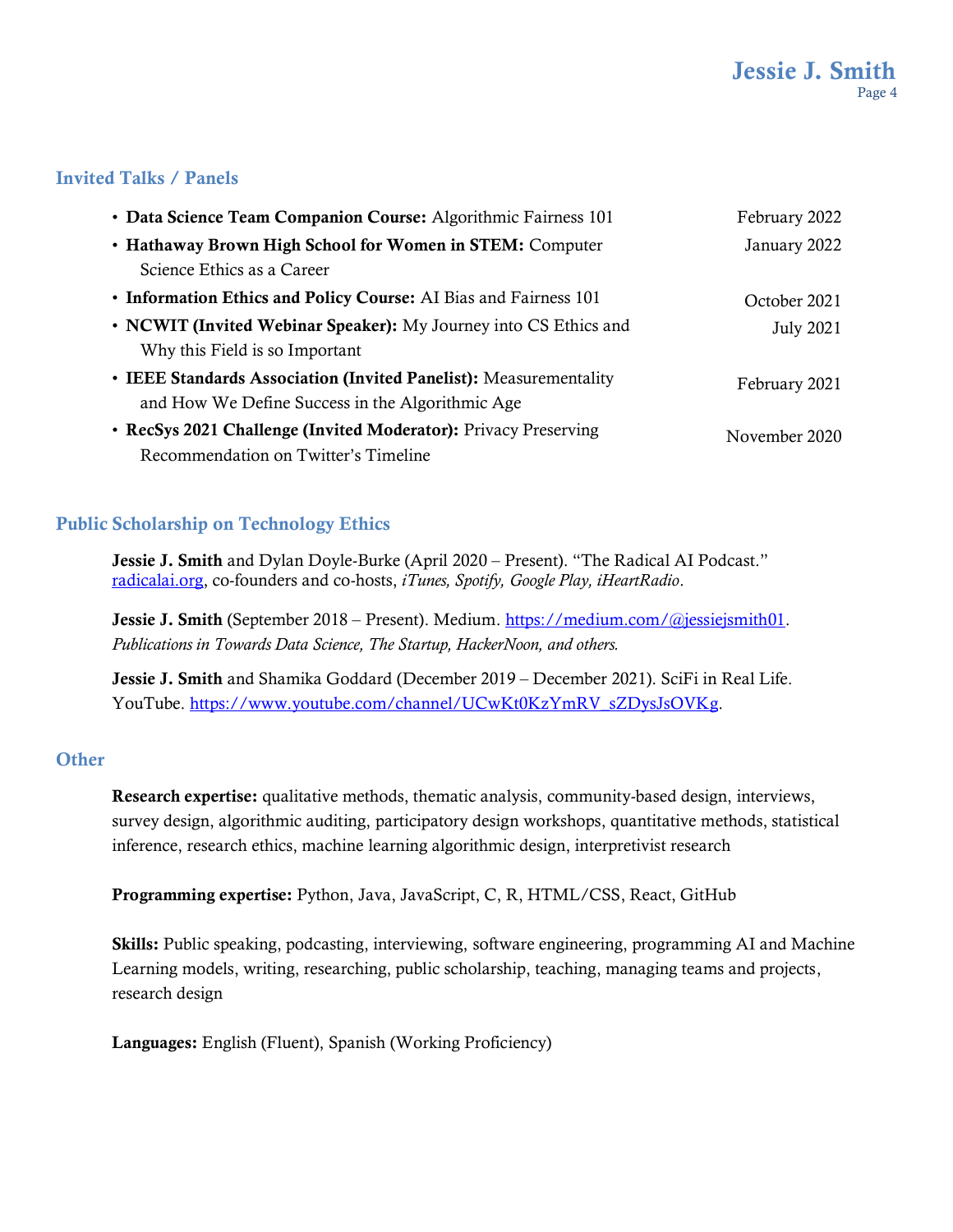## Invited Talks / Panels

- **Data Science Team Companion Course:** Algorithmic Fairness 101 — February 2022
- **Hathaway Brown High School for Women in STEM:** Computer Science Ethics as a Career — January 2022
- **Information Ethics and Policy Course:** AI Bias and Fairness 101 — October 2021
- **NCWIT (Invited Webinar Speaker):** My Journey into CS Ethics and Why this Field is so Important — July 2021
- **IEEE Standards Association (Invited Panelist):** Measurementality and How We Define Success in the Algorithmic Age — February 2021
- **RecSys 2021 Challenge (Invited Moderator):** Privacy Preserving Recommendation on Twitter's Timeline — November 2020

## Public Scholarship on Technology Ethics

**Jessie J. Smith** and Dylan Doyle-Burke (April 2020 – Present). "The Radical AI Podcast." [radicalai.org](radicalai.org), co-founders and co-hosts, *iTunes, Spotify, Google Play, iHeartRadio*.

**Jessie J. Smith** (September 2018 – Present). Medium. [https://medium.com/@jessiejsmith01](https://medium.com/@jessiejsmith01). *Publications in Towards Data Science, The Startup, HackerNoon, and others.*

**Jessie J. Smith** and Shamika Goddard (December 2019 – December 2021). SciFi in Real Life. YouTube. [https://www.youtube.com/channel/UCwKt0KzYmRV_sZDysJsOVKg](https://www.youtube.com/channel/UCwKt0KzYmRV_sZDysJsOVKg).

## Other

**Research expertise:** qualitative methods, thematic analysis, community-based design, interviews, survey design, algorithmic auditing, participatory design workshops, quantitative methods, statistical inference, research ethics, machine learning algorithmic design, interpretivist research

**Programming expertise:** Python, Java, JavaScript, C, R, HTML/CSS, React, GitHub

**Skills:** Public speaking, podcasting, interviewing, software engineering, programming AI and Machine Learning models, writing, researching, public scholarship, teaching, managing teams and projects, research design

**Languages:** English (Fluent), Spanish (Working Proficiency)